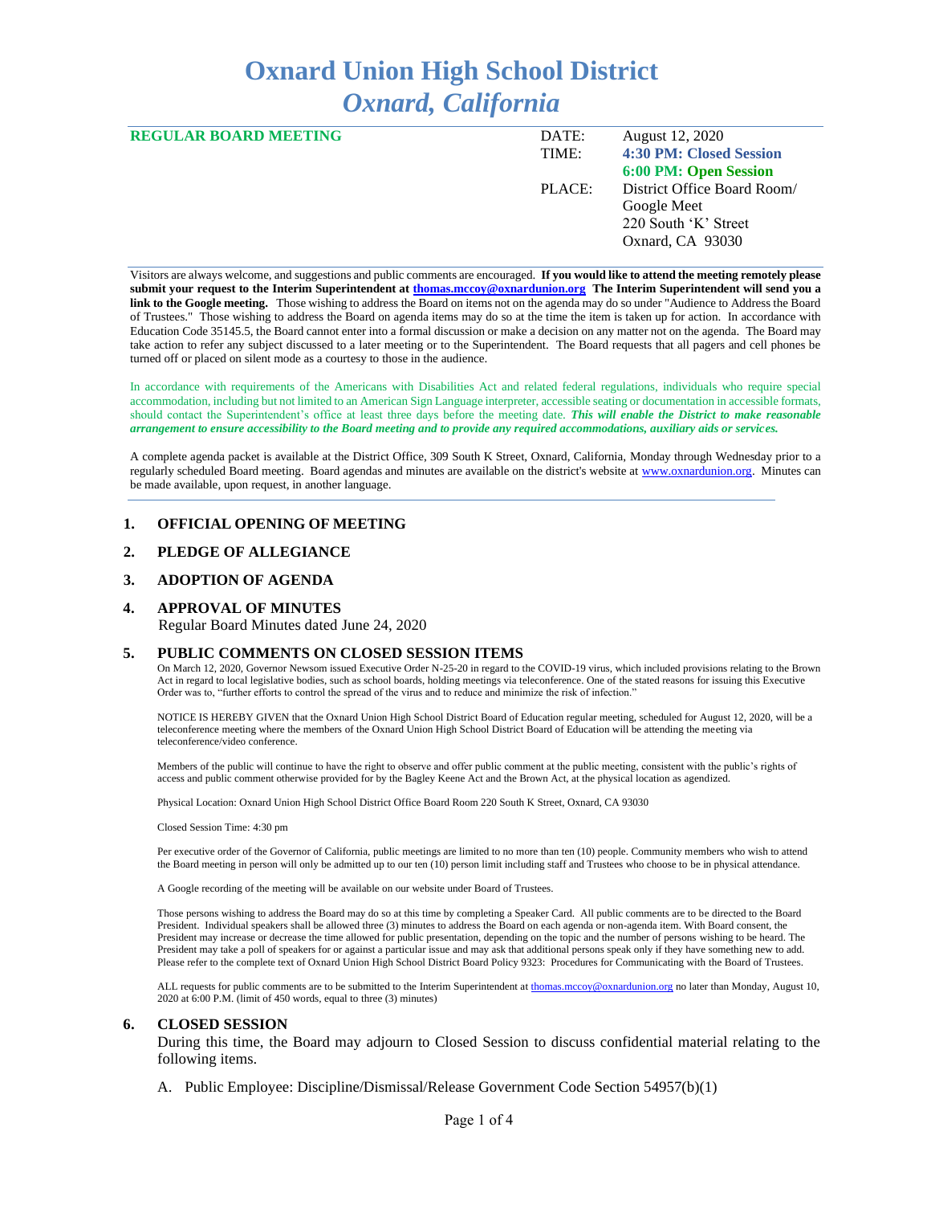# Oxnard Union High School District
## *Oxnard, California*

| **REGULAR BOARD MEETING** | DATE: | August 12, 2020 |
|---|---|---|
| | TIME: | **4:30 PM: Closed Session** |
| | | **6:00 PM: Open Session** |
| | PLACE: | District Office Board Room/ Google Meet 220 South 'K' Street Oxnard, CA 93030 |

Visitors are always welcome, and suggestions and public comments are encouraged. **If you would like to attend the meeting remotely please submit your request to the Interim Superintendent at thomas.mccoy@oxnardunion.org The Interim Superintendent will send you a link to the Google meeting.** Those wishing to address the Board on items not on the agenda may do so under "Audience to Address the Board of Trustees." Those wishing to address the Board on agenda items may do so at the time the item is taken up for action. In accordance with Education Code 35145.5, the Board cannot enter into a formal discussion or make a decision on any matter not on the agenda. The Board may take action to refer any subject discussed to a later meeting or to the Superintendent. The Board requests that all pagers and cell phones be turned off or placed on silent mode as a courtesy to those in the audience.

In accordance with requirements of the Americans with Disabilities Act and related federal regulations, individuals who require special accommodation, including but not limited to an American Sign Language interpreter, accessible seating or documentation in accessible formats, should contact the Superintendent's office at least three days before the meeting date. ***This will enable the District to make reasonable arrangement to ensure accessibility to the Board meeting and to provide any required accommodations, auxiliary aids or services.***

A complete agenda packet is available at the District Office, 309 South K Street, Oxnard, California, Monday through Wednesday prior to a regularly scheduled Board meeting. Board agendas and minutes are available on the district's website at www.oxnardunion.org. Minutes can be made available, upon request, in another language.

### 1. OFFICIAL OPENING OF MEETING

### 2. PLEDGE OF ALLEGIANCE

### 3. ADOPTION OF AGENDA

### 4. APPROVAL OF MINUTES

Regular Board Minutes dated June 24, 2020

### 5. PUBLIC COMMENTS ON CLOSED SESSION ITEMS

On March 12, 2020, Governor Newsom issued Executive Order N-25-20 in regard to the COVID-19 virus, which included provisions relating to the Brown Act in regard to local legislative bodies, such as school boards, holding meetings via teleconference. One of the stated reasons for issuing this Executive Order was to, "further efforts to control the spread of the virus and to reduce and minimize the risk of infection."

NOTICE IS HEREBY GIVEN that the Oxnard Union High School District Board of Education regular meeting, scheduled for August 12, 2020, will be a teleconference meeting where the members of the Oxnard Union High School District Board of Education will be attending the meeting via teleconference/video conference.

Members of the public will continue to have the right to observe and offer public comment at the public meeting, consistent with the public's rights of access and public comment otherwise provided for by the Bagley Keene Act and the Brown Act, at the physical location as agendized.

Physical Location: Oxnard Union High School District Office Board Room 220 South K Street, Oxnard, CA 93030

Closed Session Time: 4:30 pm

Per executive order of the Governor of California, public meetings are limited to no more than ten (10) people. Community members who wish to attend the Board meeting in person will only be admitted up to our ten (10) person limit including staff and Trustees who choose to be in physical attendance.

A Google recording of the meeting will be available on our website under Board of Trustees.

Those persons wishing to address the Board may do so at this time by completing a Speaker Card. All public comments are to be directed to the Board President. Individual speakers shall be allowed three (3) minutes to address the Board on each agenda or non-agenda item. With Board consent, the President may increase or decrease the time allowed for public presentation, depending on the topic and the number of persons wishing to be heard. The President may take a poll of speakers for or against a particular issue and may ask that additional persons speak only if they have something new to add. Please refer to the complete text of Oxnard Union High School District Board Policy 9323: Procedures for Communicating with the Board of Trustees.

ALL requests for public comments are to be submitted to the Interim Superintendent at thomas.mccoy@oxnardunion.org no later than Monday, August 10, 2020 at 6:00 P.M. (limit of 450 words, equal to three (3) minutes)

### 6. CLOSED SESSION

During this time, the Board may adjourn to Closed Session to discuss confidential material relating to the following items.

A. Public Employee: Discipline/Dismissal/Release Government Code Section 54957(b)(1)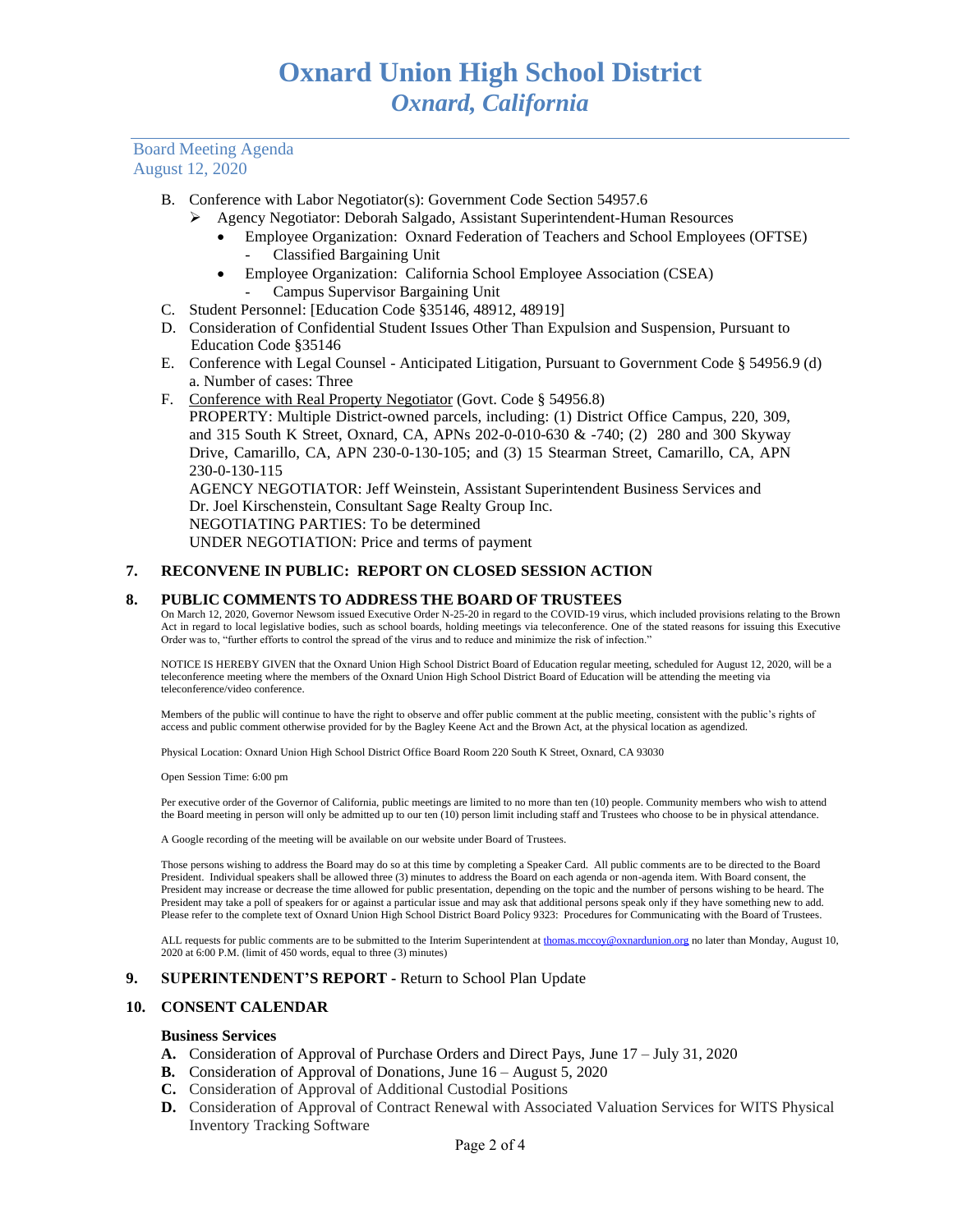Board Meeting Agenda
August 12, 2020

B. Conference with Labor Negotiator(s): Government Code Section 54957.6
   - Agency Negotiator: Deborah Salgado, Assistant Superintendent-Human Resources
     - Employee Organization: Oxnard Federation of Teachers and School Employees (OFTSE)
       - Classified Bargaining Unit
     - Employee Organization: California School Employee Association (CSEA)
       - Campus Supervisor Bargaining Unit

C. Student Personnel: [Education Code §35146, 48912, 48919]

D. Consideration of Confidential Student Issues Other Than Expulsion and Suspension, Pursuant to Education Code §35146

E. Conference with Legal Counsel - Anticipated Litigation, Pursuant to Government Code § 54956.9 (d)
   a. Number of cases: Three

F. Conference with Real Property Negotiator (Govt. Code § 54956.8)
   PROPERTY: Multiple District-owned parcels, including: (1) District Office Campus, 220, 309, and 315 South K Street, Oxnard, CA, APNs 202-0-010-630 & -740; (2) 280 and 300 Skyway Drive, Camarillo, CA, APN 230-0-130-105; and (3) 15 Stearman Street, Camarillo, CA, APN 230-0-130-115
   AGENCY NEGOTIATOR: Jeff Weinstein, Assistant Superintendent Business Services and Dr. Joel Kirschenstein, Consultant Sage Realty Group Inc.
   NEGOTIATING PARTIES: To be determined
   UNDER NEGOTIATION: Price and terms of payment

## 7. RECONVENE IN PUBLIC: REPORT ON CLOSED SESSION ACTION

## 8. PUBLIC COMMENTS TO ADDRESS THE BOARD OF TRUSTEES

On March 12, 2020, Governor Newsom issued Executive Order N-25-20 in regard to the COVID-19 virus, which included provisions relating to the Brown Act in regard to local legislative bodies, such as school boards, holding meetings via teleconference. One of the stated reasons for issuing this Executive Order was to, "further efforts to control the spread of the virus and to reduce and minimize the risk of infection."

NOTICE IS HEREBY GIVEN that the Oxnard Union High School District Board of Education regular meeting, scheduled for August 12, 2020, will be a teleconference meeting where the members of the Oxnard Union High School District Board of Education will be attending the meeting via teleconference/video conference.

Members of the public will continue to have the right to observe and offer public comment at the public meeting, consistent with the public's rights of access and public comment otherwise provided for by the Bagley Keene Act and the Brown Act, at the physical location as agendized.

Physical Location: Oxnard Union High School District Office Board Room 220 South K Street, Oxnard, CA 93030

Open Session Time: 6:00 pm

Per executive order of the Governor of California, public meetings are limited to no more than ten (10) people. Community members who wish to attend the Board meeting in person will only be admitted up to our ten (10) person limit including staff and Trustees who choose to be in physical attendance.

A Google recording of the meeting will be available on our website under Board of Trustees.

Those persons wishing to address the Board may do so at this time by completing a Speaker Card. All public comments are to be directed to the Board President. Individual speakers shall be allowed three (3) minutes to address the Board on each agenda or non-agenda item. With Board consent, the President may increase or decrease the time allowed for public presentation, depending on the topic and the number of persons wishing to be heard. The President may take a poll of speakers for or against a particular issue and may ask that additional persons speak only if they have something new to add. Please refer to the complete text of Oxnard Union High School District Board Policy 9323: Procedures for Communicating with the Board of Trustees.

ALL requests for public comments are to be submitted to the Interim Superintendent at thomas.mccoy@oxnardunion.org no later than Monday, August 10, 2020 at 6:00 P.M. (limit of 450 words, equal to three (3) minutes)

## 9. SUPERINTENDENT'S REPORT - Return to School Plan Update

## 10. CONSENT CALENDAR

### Business Services

**A.** Consideration of Approval of Purchase Orders and Direct Pays, June 17 – July 31, 2020

**B.** Consideration of Approval of Donations, June 16 – August 5, 2020

**C.** Consideration of Approval of Additional Custodial Positions

**D.** Consideration of Approval of Contract Renewal with Associated Valuation Services for WITS Physical Inventory Tracking Software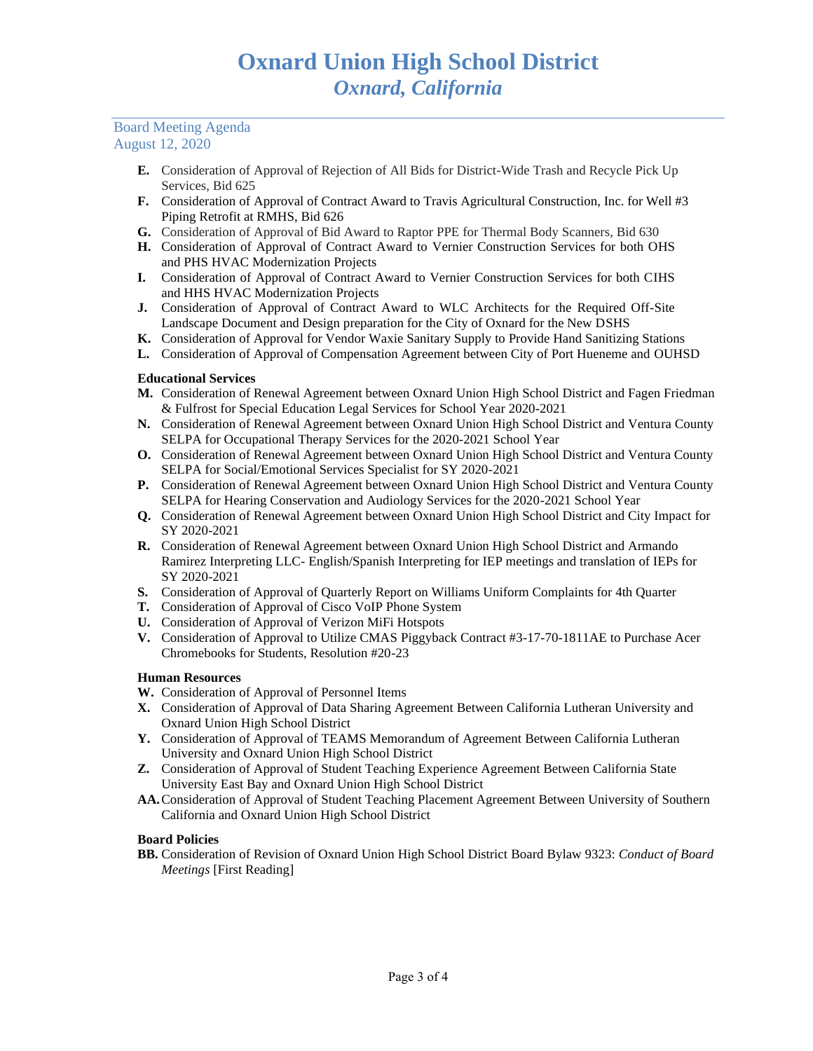- **E.** Consideration of Approval of Rejection of All Bids for District-Wide Trash and Recycle Pick Up Services, Bid 625
- **F.** Consideration of Approval of Contract Award to Travis Agricultural Construction, Inc. for Well #3 Piping Retrofit at RMHS, Bid 626
- **G.** Consideration of Approval of Bid Award to Raptor PPE for Thermal Body Scanners, Bid 630
- **H.** Consideration of Approval of Contract Award to Vernier Construction Services for both OHS and PHS HVAC Modernization Projects
- **I.** Consideration of Approval of Contract Award to Vernier Construction Services for both CIHS and HHS HVAC Modernization Projects
- **J.** Consideration of Approval of Contract Award to WLC Architects for the Required Off-Site Landscape Document and Design preparation for the City of Oxnard for the New DSHS
- **K.** Consideration of Approval for Vendor Waxie Sanitary Supply to Provide Hand Sanitizing Stations
- **L.** Consideration of Approval of Compensation Agreement between City of Port Hueneme and OUHSD

**Educational Services**

- **M.** Consideration of Renewal Agreement between Oxnard Union High School District and Fagen Friedman & Fulfrost for Special Education Legal Services for School Year 2020-2021
- **N.** Consideration of Renewal Agreement between Oxnard Union High School District and Ventura County SELPA for Occupational Therapy Services for the 2020-2021 School Year
- **O.** Consideration of Renewal Agreement between Oxnard Union High School District and Ventura County SELPA for Social/Emotional Services Specialist for SY 2020-2021
- **P.** Consideration of Renewal Agreement between Oxnard Union High School District and Ventura County SELPA for Hearing Conservation and Audiology Services for the 2020-2021 School Year
- **Q.** Consideration of Renewal Agreement between Oxnard Union High School District and City Impact for SY 2020-2021
- **R.** Consideration of Renewal Agreement between Oxnard Union High School District and Armando Ramirez Interpreting LLC- English/Spanish Interpreting for IEP meetings and translation of IEPs for SY 2020-2021
- **S.** Consideration of Approval of Quarterly Report on Williams Uniform Complaints for 4th Quarter
- **T.** Consideration of Approval of Cisco VoIP Phone System
- **U.** Consideration of Approval of Verizon MiFi Hotspots
- **V.** Consideration of Approval to Utilize CMAS Piggyback Contract #3-17-70-1811AE to Purchase Acer Chromebooks for Students, Resolution #20-23

**Human Resources**

- **W.** Consideration of Approval of Personnel Items
- **X.** Consideration of Approval of Data Sharing Agreement Between California Lutheran University and Oxnard Union High School District
- **Y.** Consideration of Approval of TEAMS Memorandum of Agreement Between California Lutheran University and Oxnard Union High School District
- **Z.** Consideration of Approval of Student Teaching Experience Agreement Between California State University East Bay and Oxnard Union High School District
- **AA.** Consideration of Approval of Student Teaching Placement Agreement Between University of Southern California and Oxnard Union High School District

**Board Policies**

- **BB.** Consideration of Revision of Oxnard Union High School District Board Bylaw 9323: *Conduct of Board Meetings* [First Reading]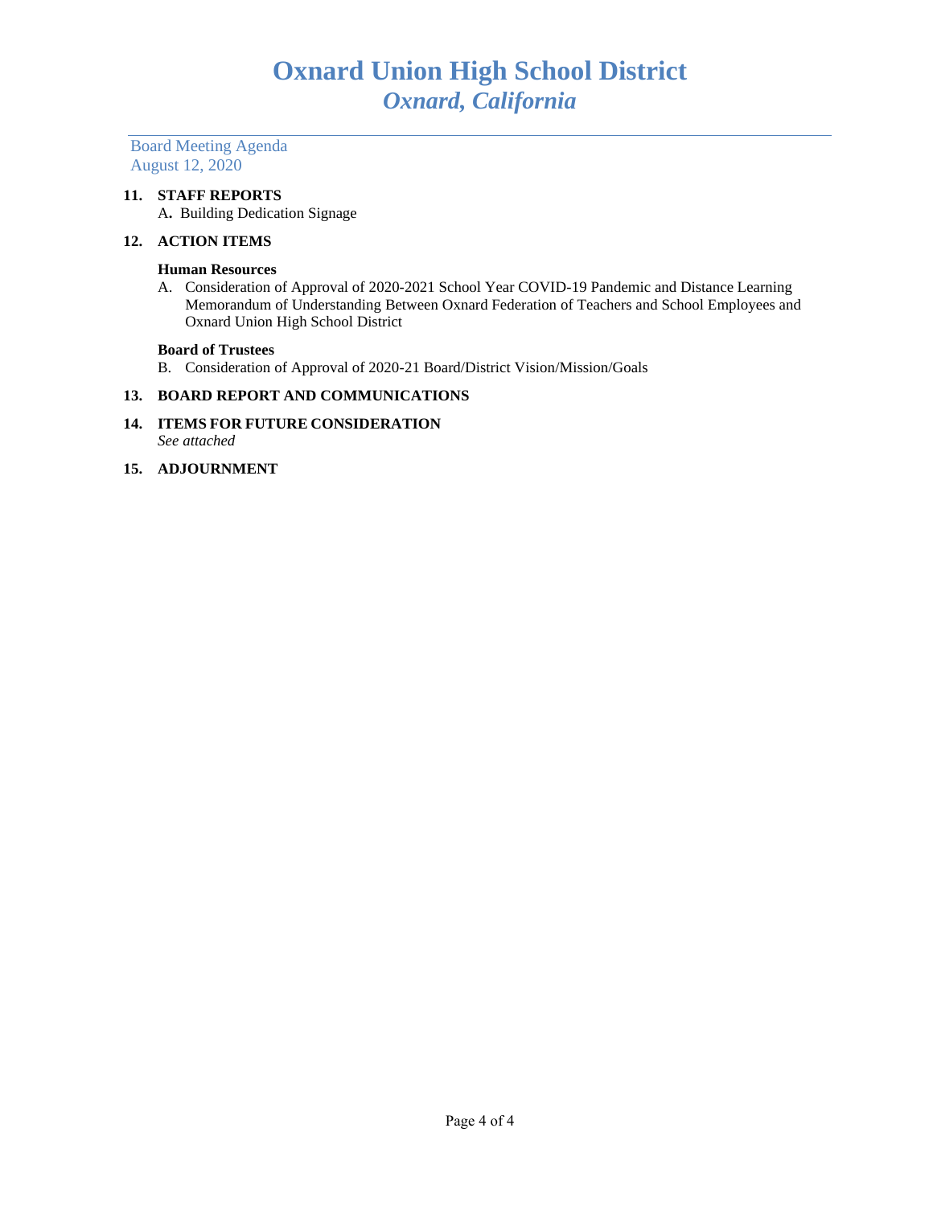**11. STAFF REPORTS**

A. Building Dedication Signage

**12. ACTION ITEMS**

**Human Resources**

A. Consideration of Approval of 2020-2021 School Year COVID-19 Pandemic and Distance Learning Memorandum of Understanding Between Oxnard Federation of Teachers and School Employees and Oxnard Union High School District

**Board of Trustees**

B. Consideration of Approval of 2020-21 Board/District Vision/Mission/Goals

**13. BOARD REPORT AND COMMUNICATIONS**

**14. ITEMS FOR FUTURE CONSIDERATION**

*See attached*

**15. ADJOURNMENT**